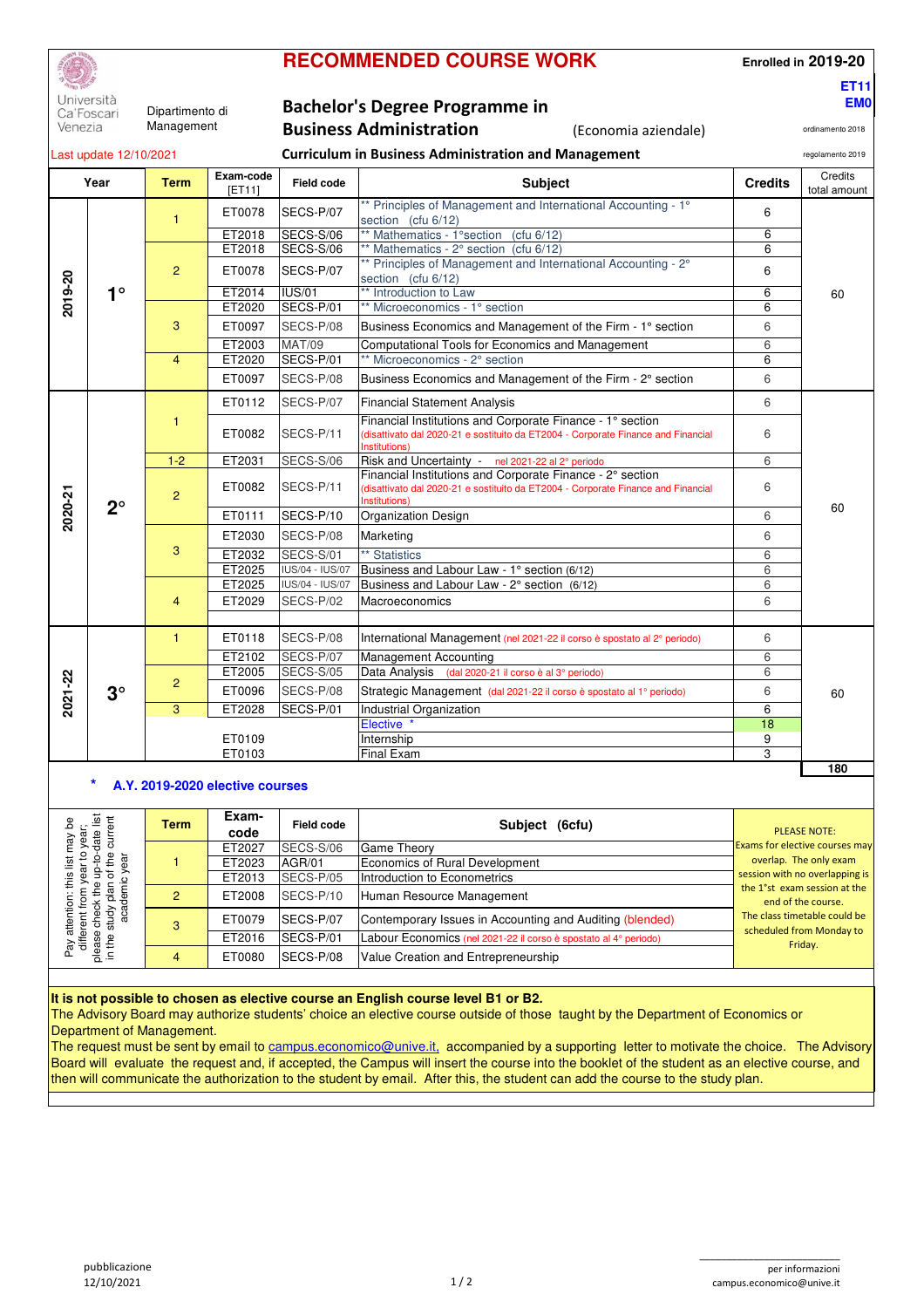Università Ca'Foscari Venezia — Dipartimento di Management

# RECOMMENDED COURSE WORK

**Enrolled in 2019-20**

**ET11**
**EM0**

## Bachelor's Degree Programme in Business Administration (Economia aziendale)

ordinamento 2018

Last update 12/10/2021

### Curriculum in Business Administration and Management

regolamento 2019

| Year | | Term | Exam-code [ET11] | Field code | Subject | Credits | Credits total amount |
|---|---|---|---|---|---|---|---|
| 2019-20 | 1° | 1 | ET0078 | SECS-P/07 | ** Principles of Management and International Accounting - 1° section (cfu 6/12) | 6 | 60 |
| | | | ET2018 | SECS-S/06 | ** Mathematics - 1°section (cfu 6/12) | 6 | |
| | | 2 | ET2018 | SECS-S/06 | ** Mathematics - 2° section (cfu 6/12) | 6 | |
| | | | ET0078 | SECS-P/07 | ** Principles of Management and International Accounting - 2° section (cfu 6/12) | 6 | |
| | | | ET2014 | IUS/01 | ** Introduction to Law | 6 | |
| | | 3 | ET2020 | SECS-P/01 | ** Microeconomics - 1° section | 6 | |
| | | | ET0097 | SECS-P/08 | Business Economics and Management of the Firm - 1° section | 6 | |
| | | | ET2003 | MAT/09 | Computational Tools for Economics and Management | 6 | |
| | | 4 | ET2020 | SECS-P/01 | ** Microeconomics - 2° section | 6 | |
| | | | ET0097 | SECS-P/08 | Business Economics and Management of the Firm - 2° section | 6 | |
| 2020-21 | 2° | 1 | ET0112 | SECS-P/07 | Financial Statement Analysis | 6 | 60 |
| | | | ET0082 | SECS-P/11 | Financial Institutions and Corporate Finance - 1° section (disattivato dal 2020-21 e sostituito da ET2004 - Corporate Finance and Financial Institutions) | 6 | |
| | | 1-2 | ET2031 | SECS-S/06 | Risk and Uncertainty - nel 2021-22 al 2° periodo | 6 | |
| | | 2 | ET0082 | SECS-P/11 | Financial Institutions and Corporate Finance - 2° section (disattivato dal 2020-21 e sostituito da ET2004 - Corporate Finance and Financial Institutions) | 6 | |
| | | | ET0111 | SECS-P/10 | Organization Design | 6 | |
| | | 3 | ET2030 | SECS-P/08 | Marketing | 6 | |
| | | | ET2032 | SECS-S/01 | ** Statistics | 6 | |
| | | | ET2025 | IUS/04 - IUS/07 | Business and Labour Law - 1° section (6/12) | 6 | |
| | | 4 | ET2025 | IUS/04 - IUS/07 | Business and Labour Law - 2° section (6/12) | 6 | |
| | | | ET2029 | SECS-P/02 | Macroeconomics | 6 | |
| 2021-22 | 3° | 1 | ET0118 | SECS-P/08 | International Management (nel 2021-22 il corso è spostato al 2° periodo) | 6 | 60 |
| | | 2 | ET2102 | SECS-P/07 | Management Accounting | 6 | |
| | | | ET2005 | SECS-S/05 | Data Analysis (dal 2020-21 il corso è al 3° periodo) | 6 | |
| | | | ET0096 | SECS-P/08 | Strategic Management (dal 2021-22 il corso è spostato al 1° periodo) | 6 | |
| | | 3 | ET2028 | SECS-P/01 | Industrial Organization | 6 | |
| | | | | | Elective * | 18 | |
| | | | ET0109 | | Internship | 9 | |
| | | | ET0103 | | Final Exam | 3 | |
| | | | | | | | **180** |

### * A.Y. 2019-2020 elective courses

Pay attention: this list may be different from year to year; please check the up-to-date list in the study plan of the current academic year

| Term | Exam-code | Field code | Subject (6cfu) |
|---|---|---|---|
| 1 | ET2027 | SECS-S/06 | Game Theory |
| | ET2023 | AGR/01 | Economics of Rural Development |
| | ET2013 | SECS-P/05 | Introduction to Econometrics |
| 2 | ET2008 | SECS-P/10 | Human Resource Management |
| 3 | ET0079 | SECS-P/07 | Contemporary Issues in Accounting and Auditing (blended) |
| | ET2016 | SECS-P/01 | Labour Economics (nel 2021-22 il corso è spostato al 4° periodo) |
| 4 | ET0080 | SECS-P/08 | Value Creation and Entrepreneurship |

PLEASE NOTE:
Exams for elective courses may overlap. The only exam session with no overlapping is the 1°st exam session at the end of the course.
The class timetable could be scheduled from Monday to Friday.

**It is not possible to chosen as elective course an English course level B1 or B2.**
The Advisory Board may authorize students' choice an elective course outside of those taught by the Department of Economics or Department of Management.
The request must be sent by email to campus.economico@unive.it, accompanied by a supporting letter to motivate the choice. The Advisory Board will evaluate the request and, if accepted, the Campus will insert the course into the booklet of the student as an elective course, and then will communicate the authorization to the student by email. After this, the student can add the course to the study plan.

pubblicazione 12/10/2021

per informazioni campus.economico@unive.it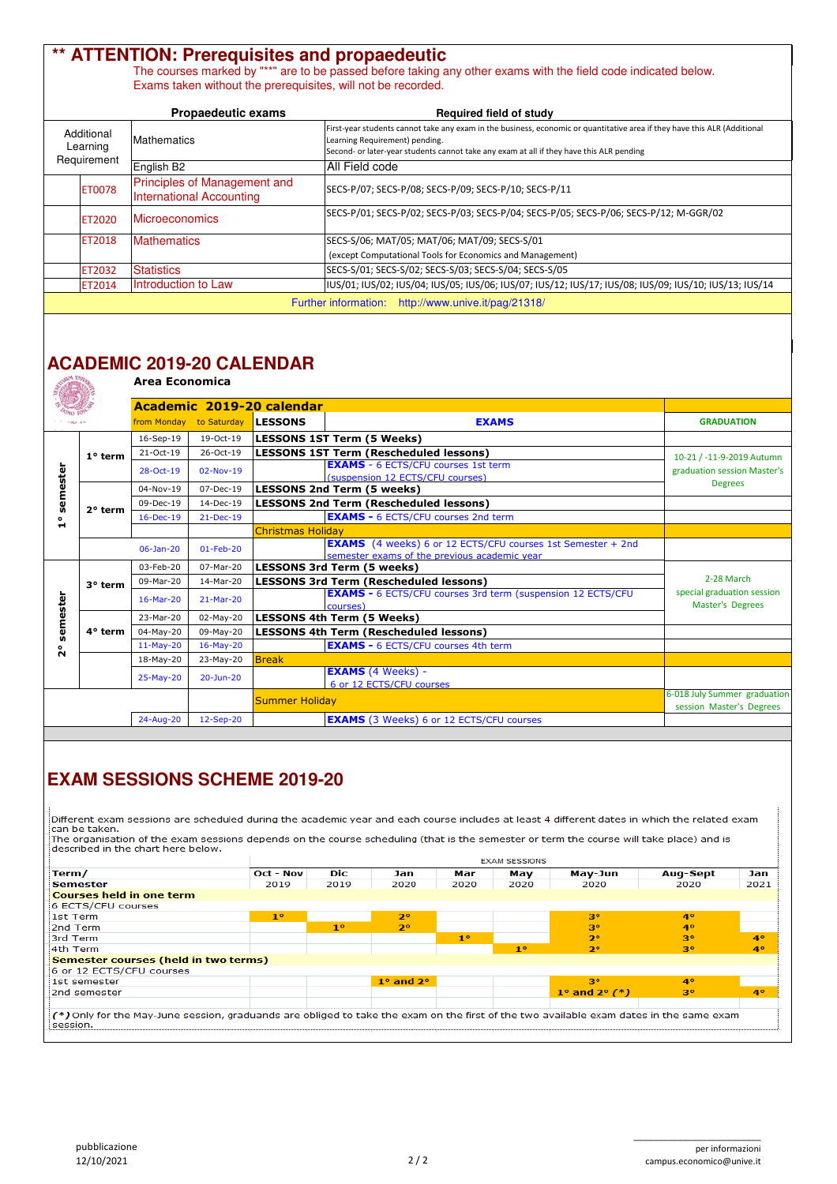## ** ATTENTION: Prerequisites and propaedeutic

The courses marked by "**" are to be passed before taking any other exams with the field code indicated below.
Exams taken without the prerequisites, will not be recorded.

| | Propaedeutic exams | Required field of study |
|---|---|---|
| Additional Learning Requirement | Mathematics | First-year students cannot take any exam in the business, economic or quantitative area if they have this ALR (Additional Learning Requirement) pending. Second- or later-year students cannot take any exam at all if they have this ALR pending |
| | English B2 | All Field code |
| ET0078 | Principles of Management and International Accounting | SECS-P/07; SECS-P/08; SECS-P/09; SECS-P/10; SECS-P/11 |
| ET2020 | Microeconomics | SECS-P/01; SECS-P/02; SECS-P/03; SECS-P/04; SECS-P/05; SECS-P/06; SECS-P/12; M-GGR/02 |
| ET2018 | Mathematics | SECS-S/06; MAT/05; MAT/06; MAT/09; SECS-S/01 (except Computational Tools for Economics and Management) |
| ET2032 | Statistics | SECS-S/01; SECS-S/02; SECS-S/03; SECS-S/04; SECS-S/05 |
| ET2014 | Introduction to Law | IUS/01; IUS/02; IUS/04; IUS/05; IUS/06; IUS/07; IUS/12; IUS/17; IUS/08; IUS/09; IUS/10; IUS/13; IUS/14 |

Further information: http://www.unive.it/pag/21318/

## ACADEMIC 2019-20 CALENDAR

**Area Economina**

| | | **Academic 2019-20 calendar** | | | | |
|---|---|---|---|---|---|---|
| | | from Monday | to Saturday | LESSONS | EXAMS | GRADUATION |
| 1° semester | 1° term | 16-Sep-19 | 19-Oct-19 | LESSONS 1ST Term (5 Weeks) | | |
| | | 21-Oct-19 | 26-Oct-19 | LESSONS 1ST Term (Rescheduled lessons) | | 10-21 / -11-9-2019 Autumn graduation session Master's Degrees |
| | | 28-Oct-19 | 02-Nov-19 | | EXAMS - 6 ECTS/CFU courses 1st term (suspension 12 ECTS/CFU courses) | |
| | 2° term | 04-Nov-19 | 07-Dec-19 | LESSONS 2nd Term (5 weeks) | | |
| | | 09-Dec-19 | 14-Dec-19 | LESSONS 2nd Term (Rescheduled lessons) | | |
| | | 16-Dec-19 | 21-Dec-19 | | EXAMS - 6 ECTS/CFU courses 2nd term | |
| | | | | Christmas Holiday | | |
| | | 06-Jan-20 | 01-Feb-20 | | EXAMS (4 weeks) 6 or 12 ECTS/CFU courses 1st Semester + 2nd semester exams of the previous academic year | |
| 2° semester | 3° term | 03-Feb-20 | 07-Mar-20 | LESSONS 3rd Term (5 weeks) | | |
| | | 09-Mar-20 | 14-Mar-20 | LESSONS 3rd Term (Rescheduled lessons) | | 2-28 March special graduation session Master's Degrees |
| | | 16-Mar-20 | 21-Mar-20 | | EXAMS - 6 ECTS/CFU courses 3rd term (suspension 12 ECTS/CFU courses) | |
| | 4° term | 23-Mar-20 | 02-May-20 | LESSONS 4th Term (5 Weeks) | | |
| | | 04-May-20 | 09-May-20 | LESSONS 4th Term (Rescheduled lessons) | | |
| | | 11-May-20 | 16-May-20 | | EXAMS - 6 ECTS/CFU courses 4th term | |
| | | 18-May-20 | 23-May-20 | Break | | |
| | | 25-May-20 | 20-Jun-20 | | EXAMS (4 Weeks) - 6 or 12 ECTS/CFU courses | |
| | | | | Summer Holiday | | 6-018 July Summer graduation session Master's Degrees |
| | | 24-Aug-20 | 12-Sep-20 | | EXAMS (3 Weeks) 6 or 12 ECTS/CFU courses | |

## EXAM SESSIONS SCHEME 2019-20

Different exam sessions are scheduled during the academic year and each course includes at least 4 different dates in which the related exam can be taken.
The organisation of the exam sessions depends on the course scheduling (that is the semester or term the course will take place) and is described in the chart here below.

| | EXAM SESSIONS | | | | | | | |
|---|---|---|---|---|---|---|---|---|
| Term/ Semester | Oct - Nov 2019 | Dic 2019 | Jan 2020 | Mar 2020 | May 2020 | May-Jun 2020 | Aug-Sept 2020 | Jan 2021 |
| **Courses held in one term** | | | | | | | | |
| 6 ECTS/CFU courses | | | | | | | | |
| 1st Term | 1° | | 2° | | | 3° | 4° | |
| 2nd Term | | 1° | 2° | | | 3° | 4° | |
| 3rd Term | | | | 1° | | 2° | 3° | 4° |
| 4th Term | | | | | 1° | 2° | 3° | 4° |
| **Semester courses (held in two terms)** | | | | | | | | |
| 6 or 12 ECTS/CFU courses | | | | | | | | |
| 1st semester | | | 1° and 2° | | | 3° | 4° | |
| 2nd semester | | | | | | 1° and 2° (*) | 3° | 4° |

(*) Only for the May-June session, graduands are obliged to take the exam on the first of the two available exam dates in the same exam session.

pubblicazione
12/10/2021

per informazioni
campus.economico@unive.it